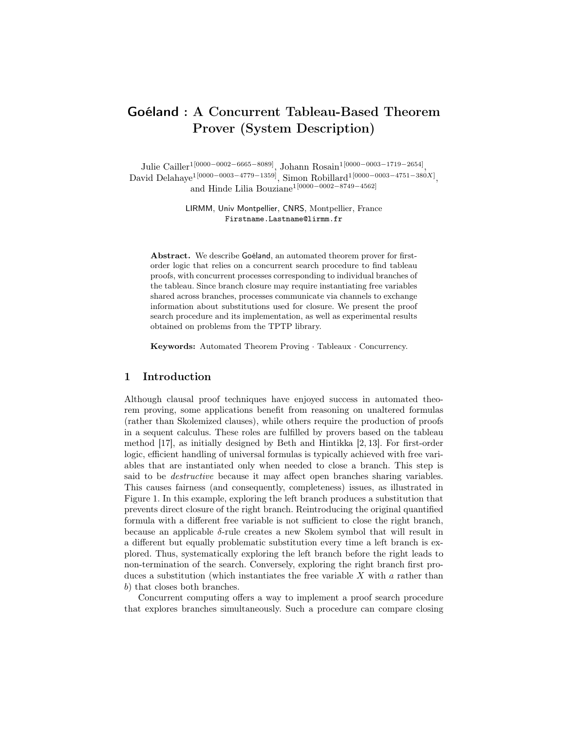# Goéland : A Concurrent Tableau-Based Theorem Prover (System Description)

Julie Cailler[1[0000−0002−6665−8089]], Johann Rosain[1[0000−0003−1719−2654]], David Delahaye[1[0000−0003−4779−1359]], Simon Robillard[1[0000−0003−4751−380X]], and Hinde Lilia Bouziane[1[0000−0002−8749−4562]]

LIRMM, Univ Montpellier, CNRS, Montpellier, France
Firstname.Lastname@lirmm.fr

**Abstract.** We describe Goéland, an automated theorem prover for first-order logic that relies on a concurrent search procedure to find tableau proofs, with concurrent processes corresponding to individual branches of the tableau. Since branch closure may require instantiating free variables shared across branches, processes communicate via channels to exchange information about substitutions used for closure. We present the proof search procedure and its implementation, as well as experimental results obtained on problems from the TPTP library.

**Keywords:** Automated Theorem Proving · Tableaux · Concurrency.

## 1 Introduction

Although clausal proof techniques have enjoyed success in automated theorem proving, some applications benefit from reasoning on unaltered formulas (rather than Skolemized clauses), while others require the production of proofs in a sequent calculus. These roles are fulfilled by provers based on the tableau method [17], as initially designed by Beth and Hintikka [2, 13]. For first-order logic, efficient handling of universal formulas is typically achieved with free variables that are instantiated only when needed to close a branch. This step is said to be *destructive* because it may affect open branches sharing variables. This causes fairness (and consequently, completeness) issues, as illustrated in Figure 1. In this example, exploring the left branch produces a substitution that prevents direct closure of the right branch. Reintroducing the original quantified formula with a different free variable is not sufficient to close the right branch, because an applicable $\delta$-rule creates a new Skolem symbol that will result in a different but equally problematic substitution every time a left branch is explored. Thus, systematically exploring the left branch before the right leads to non-termination of the search. Conversely, exploring the right branch first produces a substitution (which instantiates the free variable $X$ with $a$ rather than $b$) that closes both branches.

Concurrent computing offers a way to implement a proof search procedure that explores branches simultaneously. Such a procedure can compare closing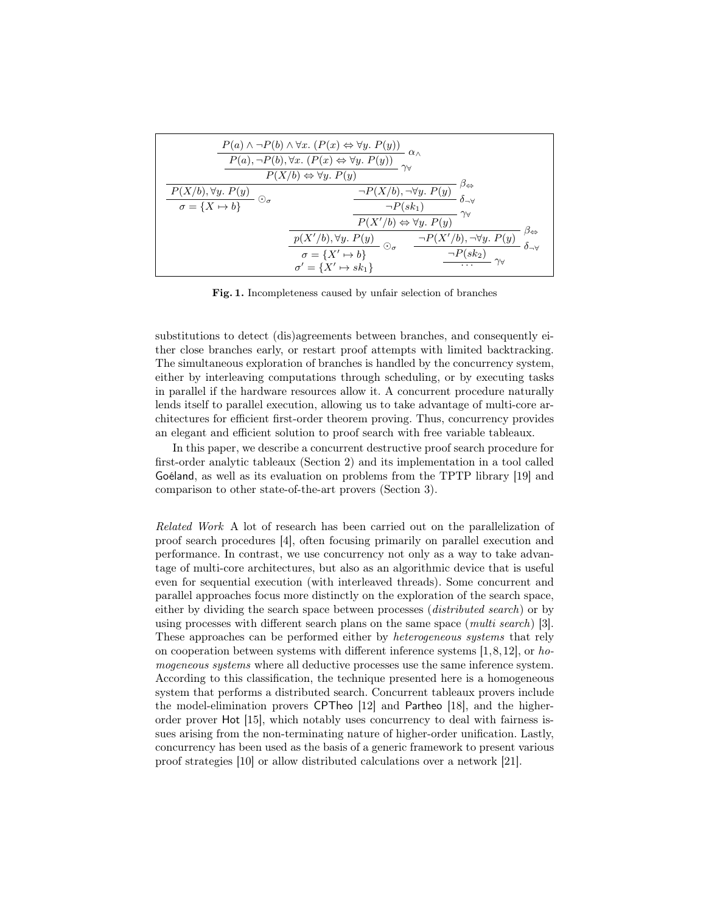$$
\dfrac{\dfrac{\dfrac{P(a) \land \neg P(b) \land \forall x.\ (P(x) \Leftrightarrow \forall y.\ P(y))}{P(a), \neg P(b), \forall x.\ (P(x) \Leftrightarrow \forall y.\ P(y))}\ \alpha_\land}{P(X/b) \Leftrightarrow \forall y.\ P(y)}\ \gamma_\forall}{\dfrac{P(X/b), \forall y.\ P(y)}{\sigma = \{X \mapsto b\}}\ \odot_\sigma \qquad \dfrac{\dfrac{\dfrac{\neg P(X/b), \neg \forall y.\ P(y)}{\neg P(sk_1)}\ \delta_{\neg\forall}}{P(X'/b) \Leftrightarrow \forall y.\ P(y)}\ \gamma_\forall}{\dfrac{p(X'/b), \forall y.\ P(y)}{\sigma = \{X' \mapsto b\} \quad \sigma' = \{X' \mapsto sk_1\}}\ \odot_\sigma \qquad \dfrac{\dfrac{\neg P(X'/b), \neg \forall y.\ P(y)}{\neg P(sk_2)}\ \delta_{\neg\forall}}{\cdots}\ \gamma_\forall}\ \beta_\Leftrightarrow}\ \beta_\Leftrightarrow
$$

**Fig. 1.** Incompleteness caused by unfair selection of branches

substitutions to detect (dis)agreements between branches, and consequently either close branches early, or restart proof attempts with limited backtracking. The simultaneous exploration of branches is handled by the concurrency system, either by interleaving computations through scheduling, or by executing tasks in parallel if the hardware resources allow it. A concurrent procedure naturally lends itself to parallel execution, allowing us to take advantage of multi-core architectures for efficient first-order theorem proving. Thus, concurrency provides an elegant and efficient solution to proof search with free variable tableaux.

In this paper, we describe a concurrent destructive proof search procedure for first-order analytic tableaux (Section 2) and its implementation in a tool called Goéland, as well as its evaluation on problems from the TPTP library [19] and comparison to other state-of-the-art provers (Section 3).

*Related Work* A lot of research has been carried out on the parallelization of proof search procedures [4], often focusing primarily on parallel execution and performance. In contrast, we use concurrency not only as a way to take advantage of multi-core architectures, but also as an algorithmic device that is useful even for sequential execution (with interleaved threads). Some concurrent and parallel approaches focus more distinctly on the exploration of the search space, either by dividing the search space between processes (*distributed search*) or by using processes with different search plans on the same space (*multi search*) [3]. These approaches can be performed either by *heterogeneous systems* that rely on cooperation between systems with different inference systems [1,8,12], or *homogeneous systems* where all deductive processes use the same inference system. According to this classification, the technique presented here is a homogeneous system that performs a distributed search. Concurrent tableaux provers include the model-elimination provers CPTheo [12] and Partheo [18], and the higher-order prover Hot [15], which notably uses concurrency to deal with fairness issues arising from the non-terminating nature of higher-order unification. Lastly, concurrency has been used as the basis of a generic framework to present various proof strategies [10] or allow distributed calculations over a network [21].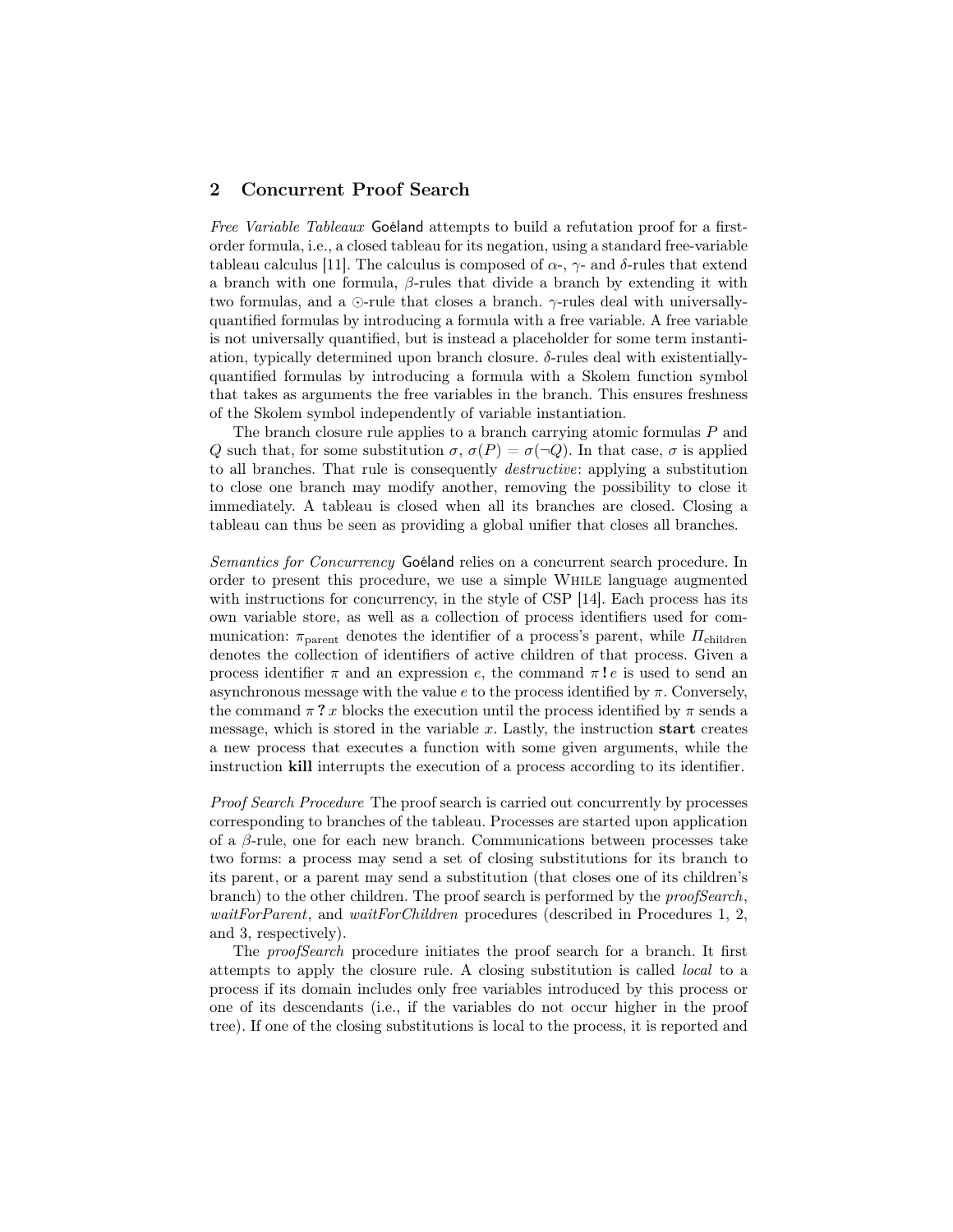## 2 Concurrent Proof Search

*Free Variable Tableaux* Goéland attempts to build a refutation proof for a first-order formula, i.e., a closed tableau for its negation, using a standard free-variable tableau calculus [11]. The calculus is composed of $\alpha$-, $\gamma$- and $\delta$-rules that extend a branch with one formula, $\beta$-rules that divide a branch by extending it with two formulas, and a $\odot$-rule that closes a branch. $\gamma$-rules deal with universally-quantified formulas by introducing a formula with a free variable. A free variable is not universally quantified, but is instead a placeholder for some term instantiation, typically determined upon branch closure. $\delta$-rules deal with existentially-quantified formulas by introducing a formula with a Skolem function symbol that takes as arguments the free variables in the branch. This ensures freshness of the Skolem symbol independently of variable instantiation.

The branch closure rule applies to a branch carrying atomic formulas $P$ and $Q$ such that, for some substitution $\sigma$, $\sigma(P) = \sigma(\neg Q)$. In that case, $\sigma$ is applied to all branches. That rule is consequently *destructive*: applying a substitution to close one branch may modify another, removing the possibility to close it immediately. A tableau is closed when all its branches are closed. Closing a tableau can thus be seen as providing a global unifier that closes all branches.

*Semantics for Concurrency* Goéland relies on a concurrent search procedure. In order to present this procedure, we use a simple WHILE language augmented with instructions for concurrency, in the style of CSP [14]. Each process has its own variable store, as well as a collection of process identifiers used for communication: $\pi_{\text{parent}}$ denotes the identifier of a process's parent, while $\Pi_{\text{children}}$ denotes the collection of identifiers of active children of that process. Given a process identifier $\pi$ and an expression $e$, the command $\pi \,\mathbf{!}\, e$ is used to send an asynchronous message with the value $e$ to the process identified by $\pi$. Conversely, the command $\pi \,\mathbf{?}\, x$ blocks the execution until the process identified by $\pi$ sends a message, which is stored in the variable $x$. Lastly, the instruction **start** creates a new process that executes a function with some given arguments, while the instruction **kill** interrupts the execution of a process according to its identifier.

*Proof Search Procedure* The proof search is carried out concurrently by processes corresponding to branches of the tableau. Processes are started upon application of a $\beta$-rule, one for each new branch. Communications between processes take two forms: a process may send a set of closing substitutions for its branch to its parent, or a parent may send a substitution (that closes one of its children's branch) to the other children. The proof search is performed by the *proofSearch*, *waitForParent*, and *waitForChildren* procedures (described in Procedures 1, 2, and 3, respectively).

The *proofSearch* procedure initiates the proof search for a branch. It first attempts to apply the closure rule. A closing substitution is called *local* to a process if its domain includes only free variables introduced by this process or one of its descendants (i.e., if the variables do not occur higher in the proof tree). If one of the closing substitutions is local to the process, it is reported and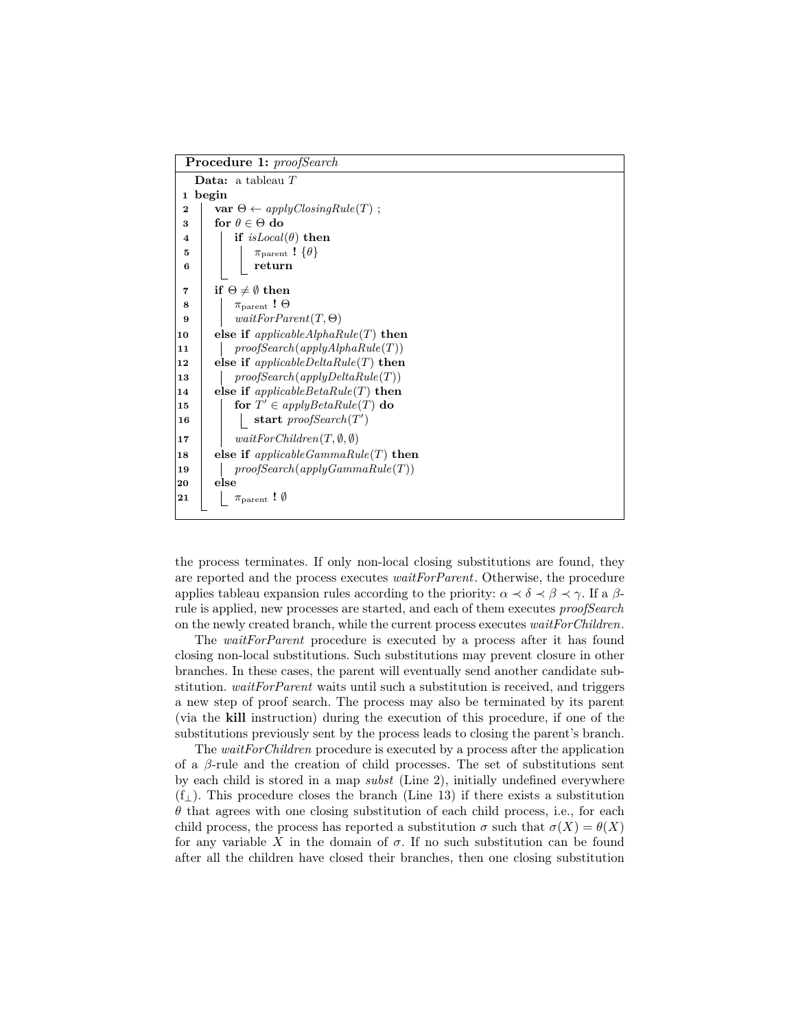**Procedure 1:** *proofSearch*

```
   Data: a tableau T
 1 begin
 2    var Θ ← applyClosingRule(T) ;
 3    for θ ∈ Θ do
 4        if isLocal(θ) then
 5            π_parent ! {θ}
 6            return
 7    if Θ ≠ ∅ then
 8        π_parent ! Θ
 9        waitForParent(T, Θ)
10    else if applicableAlphaRule(T) then
11        proofSearch(applyAlphaRule(T))
12    else if applicableDeltaRule(T) then
13        proofSearch(applyDeltaRule(T))
14    else if applicableBetaRule(T) then
15        for T′ ∈ applyBetaRule(T) do
16            start proofSearch(T′)
17        waitForChildren(T, ∅, ∅)
18    else if applicableGammaRule(T) then
19        proofSearch(applyGammaRule(T))
20    else
21        π_parent ! ∅
```

the process terminates. If only non-local closing substitutions are found, they are reported and the process executes *waitForParent*. Otherwise, the procedure applies tableau expansion rules according to the priority: $\alpha \prec \delta \prec \beta \prec \gamma$. If a $\beta$-rule is applied, new processes are started, and each of them executes *proofSearch* on the newly created branch, while the current process executes *waitForChildren*.

The *waitForParent* procedure is executed by a process after it has found closing non-local substitutions. Such substitutions may prevent closure in other branches. In these cases, the parent will eventually send another candidate substitution. *waitForParent* waits until such a substitution is received, and triggers a new step of proof search. The process may also be terminated by its parent (via the **kill** instruction) during the execution of this procedure, if one of the substitutions previously sent by the process leads to closing the parent's branch.

The *waitForChildren* procedure is executed by a process after the application of a $\beta$-rule and the creation of child processes. The set of substitutions sent by each child is stored in a map *subst* (Line 2), initially undefined everywhere ($f_{\perp}$). This procedure closes the branch (Line 13) if there exists a substitution $\theta$ that agrees with one closing substitution of each child process, i.e., for each child process, the process has reported a substitution $\sigma$ such that $\sigma(X) = \theta(X)$ for any variable $X$ in the domain of $\sigma$. If no such substitution can be found after all the children have closed their branches, then one closing substitution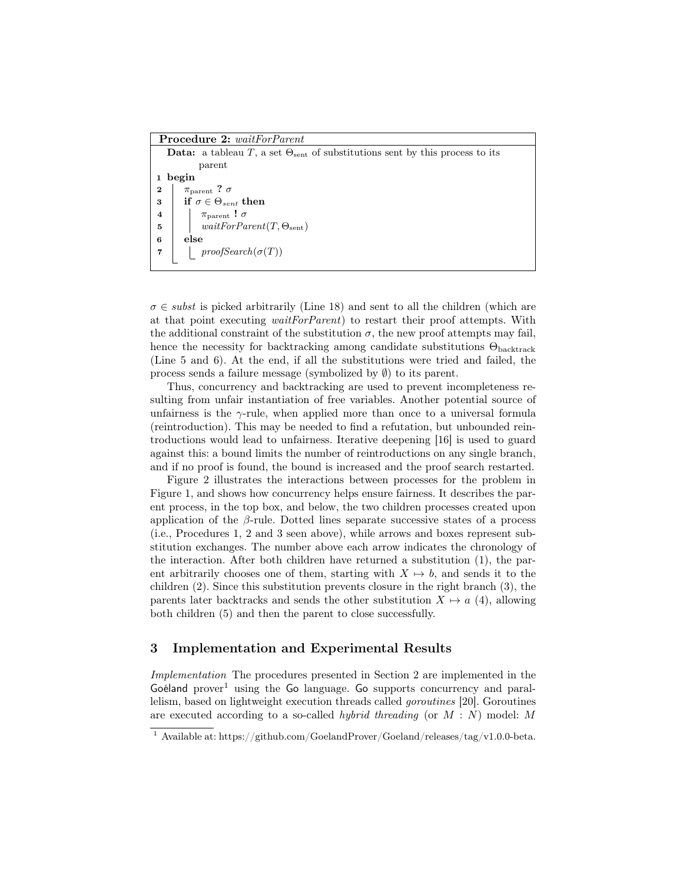**Procedure 2:** *waitForParent*

**Data:** a tableau $T$, a set $\Theta_{\text{sent}}$ of substitutions sent by this process to its parent

```
1 begin
2   π_parent ? σ
3   if σ ∈ Θ_sent then
4     π_parent ! σ
5     waitForParent(T, Θ_sent)
6   else
7     proofSearch(σ(T))
```

$\sigma \in subst$ is picked arbitrarily (Line 18) and sent to all the children (which are at that point executing *waitForParent*) to restart their proof attempts. With the additional constraint of the substitution $\sigma$, the new proof attempts may fail, hence the necessity for backtracking among candidate substitutions $\Theta_{\text{backtrack}}$ (Line 5 and 6). At the end, if all the substitutions were tried and failed, the process sends a failure message (symbolized by $\emptyset$) to its parent.

Thus, concurrency and backtracking are used to prevent incompleteness resulting from unfair instantiation of free variables. Another potential source of unfairness is the $\gamma$-rule, when applied more than once to a universal formula (reintroduction). This may be needed to find a refutation, but unbounded reintroductions would lead to unfairness. Iterative deepening [16] is used to guard against this: a bound limits the number of reintroductions on any single branch, and if no proof is found, the bound is increased and the proof search restarted.

Figure 2 illustrates the interactions between processes for the problem in Figure 1, and shows how concurrency helps ensure fairness. It describes the parent process, in the top box, and below, the two children processes created upon application of the $\beta$-rule. Dotted lines separate successive states of a process (i.e., Procedures 1, 2 and 3 seen above), while arrows and boxes represent substitution exchanges. The number above each arrow indicates the chronology of the interaction. After both children have returned a substitution (1), the parent arbitrarily chooses one of them, starting with $X \mapsto b$, and sends it to the children (2). Since this substitution prevents closure in the right branch (3), the parents later backtracks and sends the other substitution $X \mapsto a$ (4), allowing both children (5) and then the parent to close successfully.

## 3 Implementation and Experimental Results

*Implementation* The procedures presented in Section 2 are implemented in the Goéland prover[1] using the Go language. Go supports concurrency and parallelism, based on lightweight execution threads called *goroutines* [20]. Goroutines are executed according to a so-called *hybrid threading* (or $M : N$) model: $M$

[1] Available at: https://github.com/GoelandProver/Goeland/releases/tag/v1.0.0-beta.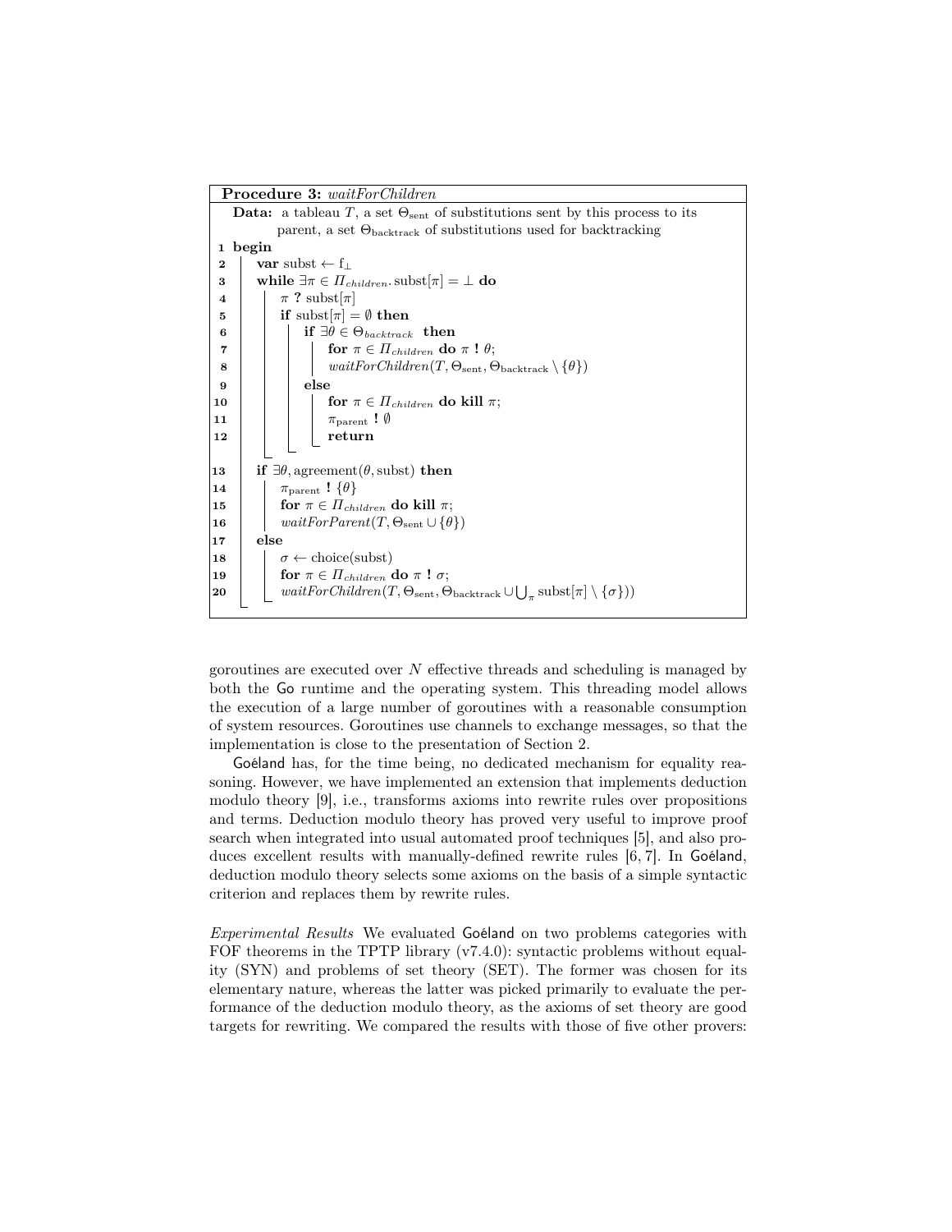**Procedure 3:** *waitForChildren*

```
   Data: a tableau T, a set Θ_sent of substitutions sent by this process to its
         parent, a set Θ_backtrack of substitutions used for backtracking
 1 begin
 2   var subst ← f_⊥
 3   while ∃π ∈ Π_children. subst[π] = ⊥ do
 4     π ? subst[π]
 5     if subst[π] = ∅ then
 6       if ∃θ ∈ Θ_backtrack then
 7         for π ∈ Π_children do π ! θ;
 8         waitForChildren(T, Θ_sent, Θ_backtrack \ {θ})
 9       else
10         for π ∈ Π_children do kill π;
11         π_parent ! ∅
12         return
13   if ∃θ, agreement(θ, subst) then
14     π_parent ! {θ}
15     for π ∈ Π_children do kill π;
16     waitForParent(T, Θ_sent ∪ {θ})
17   else
18     σ ← choice(subst)
19     for π ∈ Π_children do π ! σ;
20     waitForChildren(T, Θ_sent, Θ_backtrack ∪ ⋃_π subst[π] \ {σ}))
```

goroutines are executed over $N$ effective threads and scheduling is managed by both the Go runtime and the operating system. This threading model allows the execution of a large number of goroutines with a reasonable consumption of system resources. Goroutines use channels to exchange messages, so that the implementation is close to the presentation of Section 2.

Goéland has, for the time being, no dedicated mechanism for equality reasoning. However, we have implemented an extension that implements deduction modulo theory [9], i.e., transforms axioms into rewrite rules over propositions and terms. Deduction modulo theory has proved very useful to improve proof search when integrated into usual automated proof techniques [5], and also produces excellent results with manually-defined rewrite rules [6, 7]. In Goéland, deduction modulo theory selects some axioms on the basis of a simple syntactic criterion and replaces them by rewrite rules.

*Experimental Results* We evaluated Goéland on two problems categories with FOF theorems in the TPTP library (v7.4.0): syntactic problems without equality (SYN) and problems of set theory (SET). The former was chosen for its elementary nature, whereas the latter was picked primarily to evaluate the performance of the deduction modulo theory, as the axioms of set theory are good targets for rewriting. We compared the results with those of five other provers: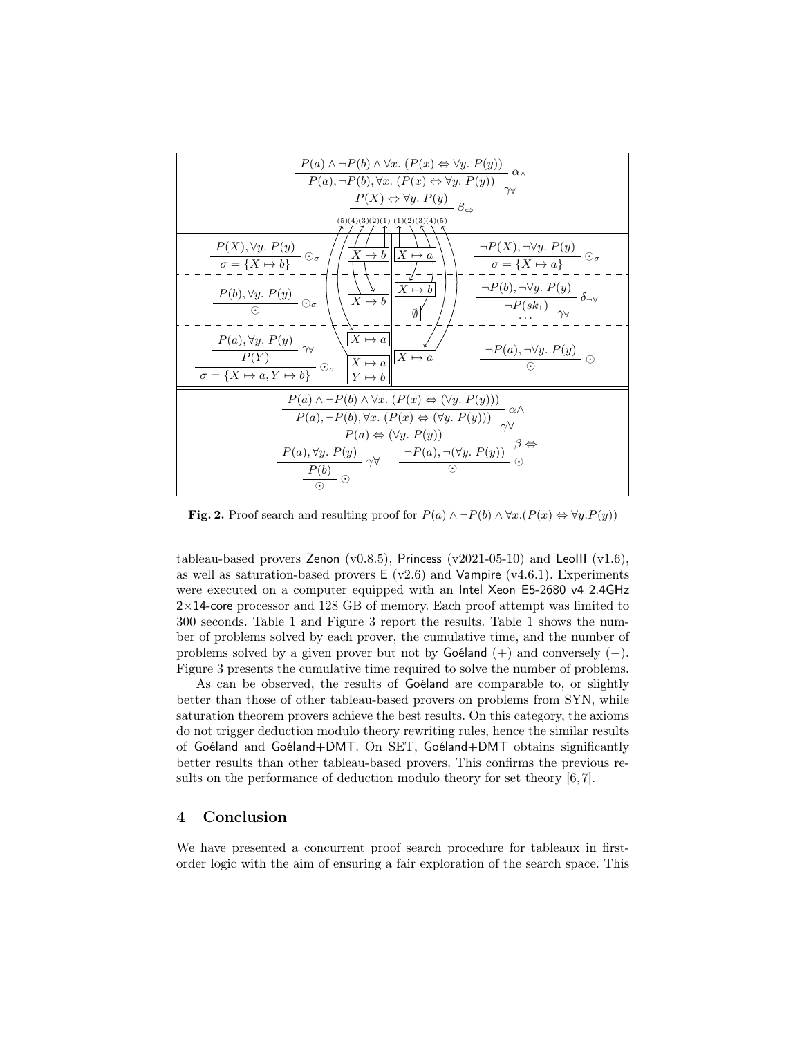$$\dfrac{\dfrac{\dfrac{P(a) \wedge \neg P(b) \wedge \forall x.\ (P(x) \Leftrightarrow \forall y.\ P(y))}{P(a), \neg P(b), \forall x.\ (P(x) \Leftrightarrow \forall y.\ P(y))}\ \alpha_\wedge}{P(X) \Leftrightarrow \forall y.\ P(y)}\ \gamma_\forall}{}\ \beta_\Leftrightarrow$$

| Left branch | Substitutions (left) | Substitutions (right) | Right branch |
|---|---|---|---|
| $\dfrac{P(X), \forall y.\ P(y)}{\sigma = \{X \mapsto b\}}\ \odot_\sigma$ | $X \mapsto b$ | $X \mapsto a$ | $\dfrac{\neg P(X), \neg \forall y.\ P(y)}{\sigma = \{X \mapsto a\}}\ \odot_\sigma$ |
| $\dfrac{P(b), \forall y.\ P(y)}{\odot}\ \odot_\sigma$ | $X \mapsto b$ | $X \mapsto b$, $\emptyset$ | $\dfrac{\dfrac{\neg P(b), \neg \forall y.\ P(y)}{\neg P(sk_1)}\ \delta_{\neg\forall}}{\dots}\ \gamma_\forall$ |
| $\dfrac{\dfrac{P(a), \forall y.\ P(y)}{P(Y)}\ \gamma_\forall}{\sigma = \{X \mapsto a, Y \mapsto b\}}\ \odot_\sigma$ | $X \mapsto a$; $X \mapsto a$, $Y \mapsto b$ | $X \mapsto a$ | $\dfrac{\neg P(a), \neg \forall y.\ P(y)}{\odot}\ \odot$ |

$$\dfrac{\dfrac{\dfrac{P(a) \wedge \neg P(b) \wedge \forall x.\ (P(x) \Leftrightarrow (\forall y.\ P(y)))}{P(a), \neg P(b), \forall x.\ (P(x) \Leftrightarrow (\forall y.\ P(y)))}\ \alpha\wedge}{P(a) \Leftrightarrow (\forall y.\ P(y))}\ \gamma\forall}{\dfrac{\dfrac{P(a), \forall y.\ P(y)}{\dfrac{P(b)}{\odot}\ \odot}\ \gamma\forall \qquad \dfrac{\neg P(a), \neg(\forall y.\ P(y))}{\odot}\ \odot}{}}\ \beta \Leftrightarrow$$

**Fig. 2.** Proof search and resulting proof for $P(a) \wedge \neg P(b) \wedge \forall x.(P(x) \Leftrightarrow \forall y.P(y))$

tableau-based provers Zenon (v0.8.5), Princess (v2021-05-10) and LeoIII (v1.6), as well as saturation-based provers E (v2.6) and Vampire (v4.6.1). Experiments were executed on a computer equipped with an Intel Xeon E5-2680 v4 2.4GHz 2×14-core processor and 128 GB of memory. Each proof attempt was limited to 300 seconds. Table 1 and Figure 3 report the results. Table 1 shows the number of problems solved by each prover, the cumulative time, and the number of problems solved by a given prover but not by Goéland (+) and conversely (−). Figure 3 presents the cumulative time required to solve the number of problems.

As can be observed, the results of Goéland are comparable to, or slightly better than those of other tableau-based provers on problems from SYN, while saturation theorem provers achieve the best results. On this category, the axioms do not trigger deduction modulo theory rewriting rules, hence the similar results of Goéland and Goéland+DMT. On SET, Goéland+DMT obtains significantly better results than other tableau-based provers. This confirms the previous results on the performance of deduction modulo theory for set theory [6, 7].

## 4 Conclusion

We have presented a concurrent proof search procedure for tableaux in first-order logic with the aim of ensuring a fair exploration of the search space. This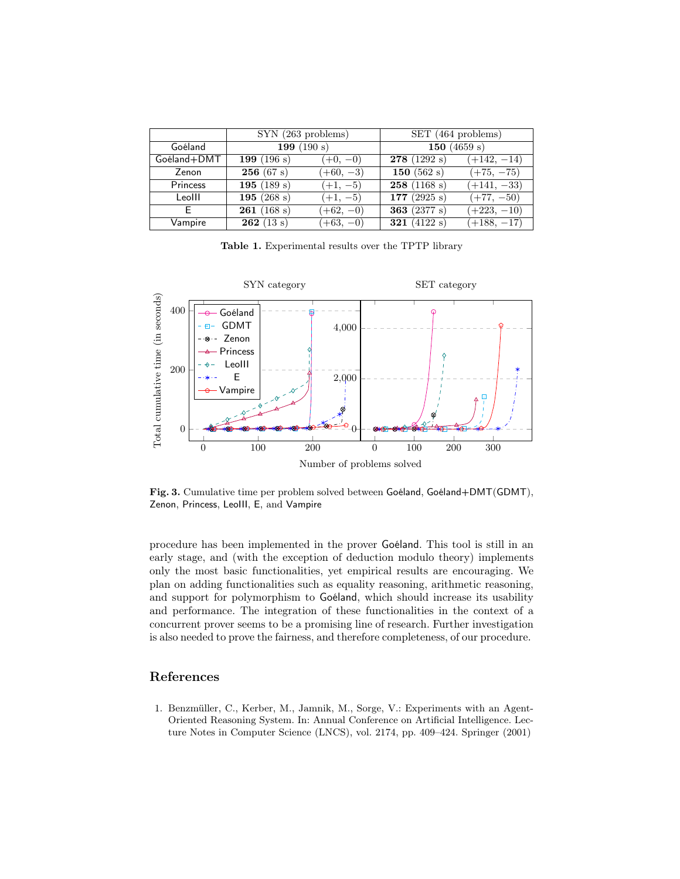| | SYN (263 problems) | | SET (464 problems) | |
|---|---|---|---|---|
| Goéland | **199** (190 s) | | **150** (4659 s) | |
| Goéland+DMT | **199** (196 s) | (+0, −0) | **278** (1292 s) | (+142, −14) |
| Zenon | **256** (67 s) | (+60, −3) | **150** (562 s) | (+75, −75) |
| Princess | **195** (189 s) | (+1, −5) | **258** (1168 s) | (+141, −33) |
| LeoIII | **195** (268 s) | (+1, −5) | **177** (2925 s) | (+77, −50) |
| E | **261** (168 s) | (+62, −0) | **363** (2377 s) | (+223, −10) |
| Vampire | **262** (13 s) | (+63, −0) | **321** (4122 s) | (+188, −17) |

**Table 1.** Experimental results over the TPTP library

**Fig. 3.** Cumulative time per problem solved between Goéland, Goéland+DMT(GDMT), Zenon, Princess, LeoIII, E, and Vampire

procedure has been implemented in the prover Goéland. This tool is still in an early stage, and (with the exception of deduction modulo theory) implements only the most basic functionalities, yet empirical results are encouraging. We plan on adding functionalities such as equality reasoning, arithmetic reasoning, and support for polymorphism to Goéland, which should increase its usability and performance. The integration of these functionalities in the context of a concurrent prover seems to be a promising line of research. Further investigation is also needed to prove the fairness, and therefore completeness, of our procedure.

## References

1. Benzmüller, C., Kerber, M., Jamnik, M., Sorge, V.: Experiments with an Agent-Oriented Reasoning System. In: Annual Conference on Artificial Intelligence. Lecture Notes in Computer Science (LNCS), vol. 2174, pp. 409–424. Springer (2001)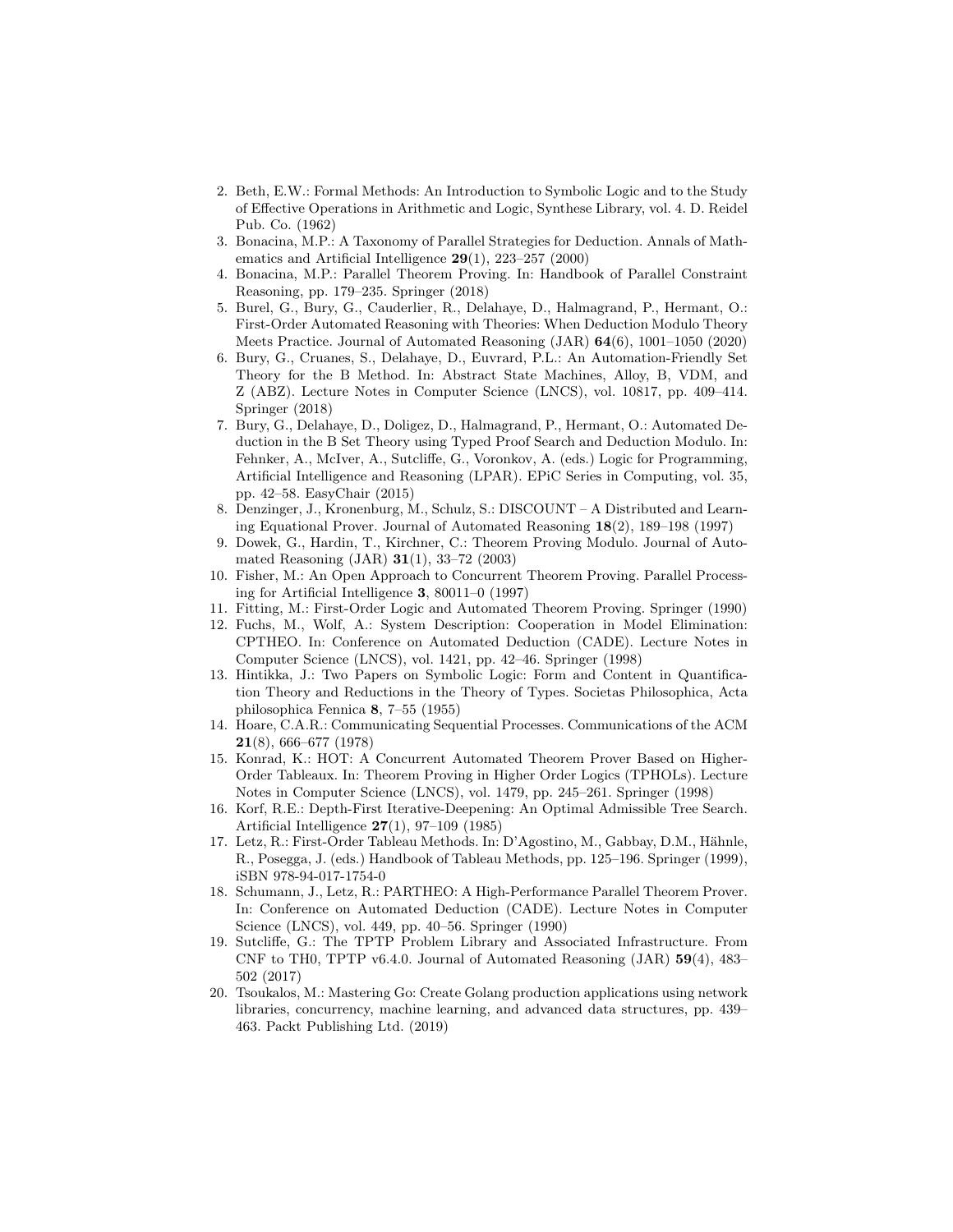2. Beth, E.W.: Formal Methods: An Introduction to Symbolic Logic and to the Study of Effective Operations in Arithmetic and Logic, Synthese Library, vol. 4. D. Reidel Pub. Co. (1962)
3. Bonacina, M.P.: A Taxonomy of Parallel Strategies for Deduction. Annals of Mathematics and Artificial Intelligence **29**(1), 223–257 (2000)
4. Bonacina, M.P.: Parallel Theorem Proving. In: Handbook of Parallel Constraint Reasoning, pp. 179–235. Springer (2018)
5. Burel, G., Bury, G., Cauderlier, R., Delahaye, D., Halmagrand, P., Hermant, O.: First-Order Automated Reasoning with Theories: When Deduction Modulo Theory Meets Practice. Journal of Automated Reasoning (JAR) **64**(6), 1001–1050 (2020)
6. Bury, G., Cruanes, S., Delahaye, D., Euvrard, P.L.: An Automation-Friendly Set Theory for the B Method. In: Abstract State Machines, Alloy, B, VDM, and Z (ABZ). Lecture Notes in Computer Science (LNCS), vol. 10817, pp. 409–414. Springer (2018)
7. Bury, G., Delahaye, D., Doligez, D., Halmagrand, P., Hermant, O.: Automated Deduction in the B Set Theory using Typed Proof Search and Deduction Modulo. In: Fehnker, A., McIver, A., Sutcliffe, G., Voronkov, A. (eds.) Logic for Programming, Artificial Intelligence and Reasoning (LPAR). EPiC Series in Computing, vol. 35, pp. 42–58. EasyChair (2015)
8. Denzinger, J., Kronenburg, M., Schulz, S.: DISCOUNT – A Distributed and Learning Equational Prover. Journal of Automated Reasoning **18**(2), 189–198 (1997)
9. Dowek, G., Hardin, T., Kirchner, C.: Theorem Proving Modulo. Journal of Automated Reasoning (JAR) **31**(1), 33–72 (2003)
10. Fisher, M.: An Open Approach to Concurrent Theorem Proving. Parallel Processing for Artificial Intelligence **3**, 80011–0 (1997)
11. Fitting, M.: First-Order Logic and Automated Theorem Proving. Springer (1990)
12. Fuchs, M., Wolf, A.: System Description: Cooperation in Model Elimination: CPTHEO. In: Conference on Automated Deduction (CADE). Lecture Notes in Computer Science (LNCS), vol. 1421, pp. 42–46. Springer (1998)
13. Hintikka, J.: Two Papers on Symbolic Logic: Form and Content in Quantification Theory and Reductions in the Theory of Types. Societas Philosophica, Acta philosophica Fennica **8**, 7–55 (1955)
14. Hoare, C.A.R.: Communicating Sequential Processes. Communications of the ACM **21**(8), 666–677 (1978)
15. Konrad, K.: HOT: A Concurrent Automated Theorem Prover Based on Higher-Order Tableaux. In: Theorem Proving in Higher Order Logics (TPHOLs). Lecture Notes in Computer Science (LNCS), vol. 1479, pp. 245–261. Springer (1998)
16. Korf, R.E.: Depth-First Iterative-Deepening: An Optimal Admissible Tree Search. Artificial Intelligence **27**(1), 97–109 (1985)
17. Letz, R.: First-Order Tableau Methods. In: D'Agostino, M., Gabbay, D.M., Hähnle, R., Posegga, J. (eds.) Handbook of Tableau Methods, pp. 125–196. Springer (1999), iSBN 978-94-017-1754-0
18. Schumann, J., Letz, R.: PARTHEO: A High-Performance Parallel Theorem Prover. In: Conference on Automated Deduction (CADE). Lecture Notes in Computer Science (LNCS), vol. 449, pp. 40–56. Springer (1990)
19. Sutcliffe, G.: The TPTP Problem Library and Associated Infrastructure. From CNF to TH0, TPTP v6.4.0. Journal of Automated Reasoning (JAR) **59**(4), 483–502 (2017)
20. Tsoukalos, M.: Mastering Go: Create Golang production applications using network libraries, concurrency, machine learning, and advanced data structures, pp. 439–463. Packt Publishing Ltd. (2019)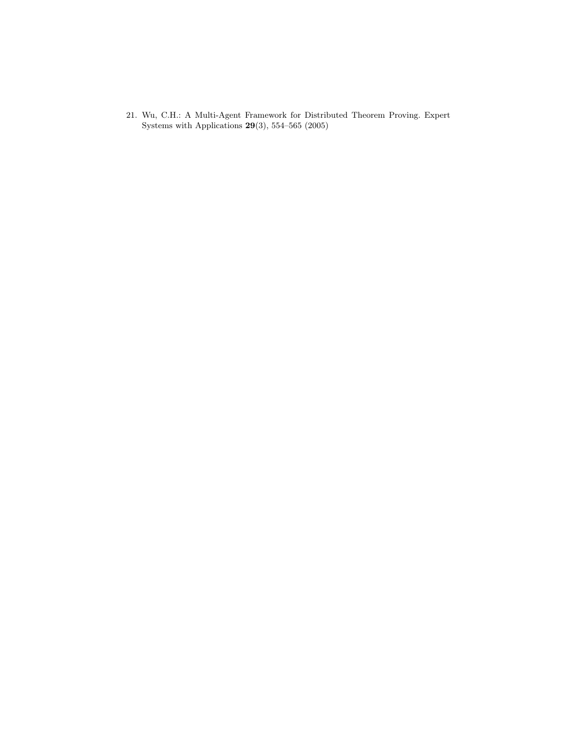21. Wu, C.H.: A Multi-Agent Framework for Distributed Theorem Proving. Expert Systems with Applications **29**(3), 554–565 (2005)